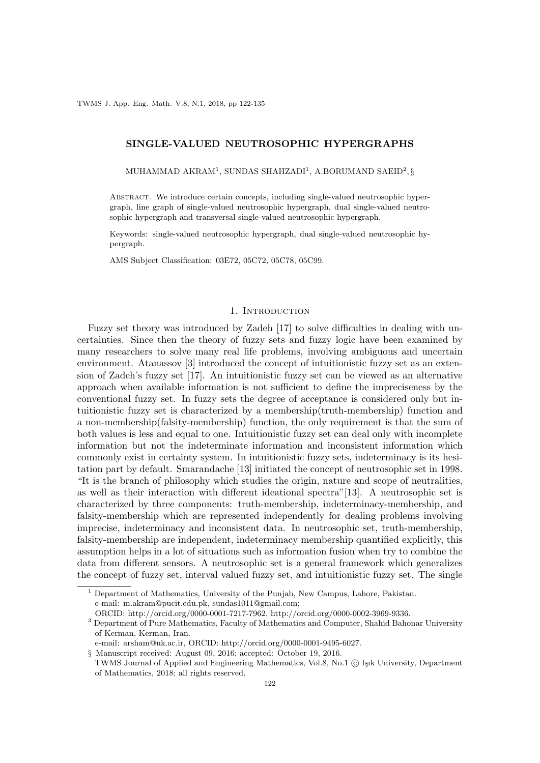# SINGLE-VALUED NEUTROSOPHIC HYPERGRAPHS

MUHAMMAD AKRAM[1], SUNDAS SHAHZADI[1], A.BORUMAND SAEID[2], §

Abstract. We introduce certain concepts, including single-valued neutrosophic hypergraph, line graph of single-valued neutrosophic hypergraph, dual single-valued neutrosophic hypergraph and transversal single-valued neutrosophic hypergraph.

Keywords: single-valued neutrosophic hypergraph, dual single-valued neutrosophic hypergraph.

AMS Subject Classification: 03E72, 05C72, 05C78, 05C99.

## 1. Introduction

Fuzzy set theory was introduced by Zadeh [17] to solve difficulties in dealing with uncertainties. Since then the theory of fuzzy sets and fuzzy logic have been examined by many researchers to solve many real life problems, involving ambiguous and uncertain environment. Atanassov [3] introduced the concept of intuitionistic fuzzy set as an extension of Zadeh's fuzzy set [17]. An intuitionistic fuzzy set can be viewed as an alternative approach when available information is not sufficient to define the impreciseness by the conventional fuzzy set. In fuzzy sets the degree of acceptance is considered only but intuitionistic fuzzy set is characterized by a membership(truth-membership) function and a non-membership(falsity-membership) function, the only requirement is that the sum of both values is less and equal to one. Intuitionistic fuzzy set can deal only with incomplete information but not the indeterminate information and inconsistent information which commonly exist in certainty system. In intuitionistic fuzzy sets, indeterminacy is its hesitation part by default. Smarandache [13] initiated the concept of neutrosophic set in 1998. "It is the branch of philosophy which studies the origin, nature and scope of neutralities, as well as their interaction with different ideational spectra"[13]. A neutrosophic set is characterized by three components: truth-membership, indeterminacy-membership, and falsity-membership which are represented independently for dealing problems involving imprecise, indeterminacy and inconsistent data. In neutrosophic set, truth-membership, falsity-membership are independent, indeterminacy membership quantified explicitly, this assumption helps in a lot of situations such as information fusion when try to combine the data from different sensors. A neutrosophic set is a general framework which generalizes the concept of fuzzy set, interval valued fuzzy set, and intuitionistic fuzzy set. The single

---

[1] Department of Mathematics, University of the Punjab, New Campus, Lahore, Pakistan.
e-mail: m.akram@pucit.edu.pk, sundas1011@gmail.com;
ORCID: http://orcid.org/0000-0001-7217-7962, http://orcid.org/0000-0002-3969-9336.

[3] Department of Pure Mathematics, Faculty of Mathematics and Computer, Shahid Bahonar University of Kerman, Kerman, Iran.
e-mail: arsham@uk.ac.ir, ORCID: http://orcid.org/0000-0001-9495-6027.

§ Manuscript received: August 09, 2016; accepted: October 19, 2016.
TWMS Journal of Applied and Engineering Mathematics, Vol.8, No.1 © Işık University, Department of Mathematics, 2018; all rights reserved.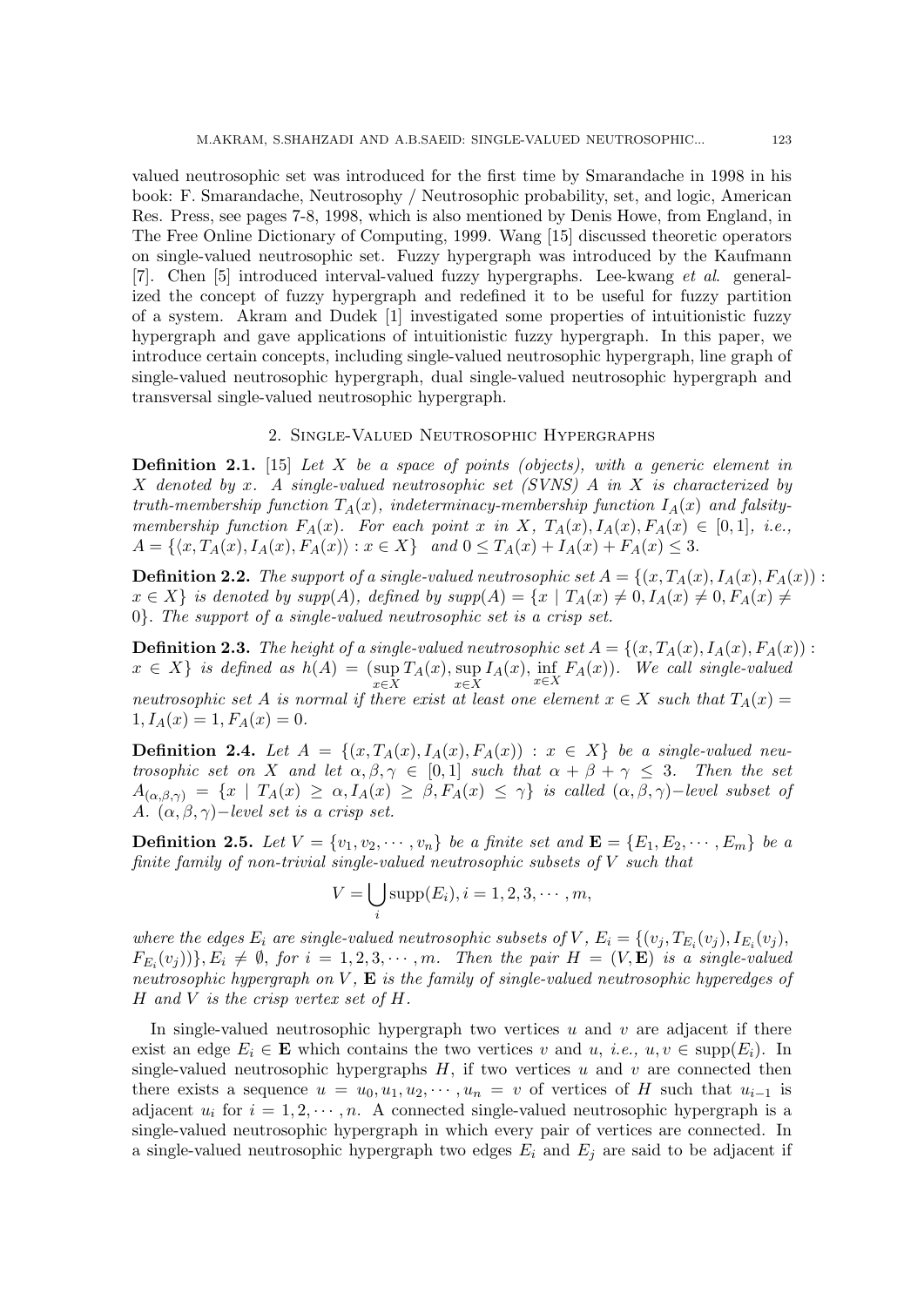valued neutrosophic set was introduced for the first time by Smarandache in 1998 in his book: F. Smarandache, Neutrosophy / Neutrosophic probability, set, and logic, American Res. Press, see pages 7-8, 1998, which is also mentioned by Denis Howe, from England, in The Free Online Dictionary of Computing, 1999. Wang [15] discussed theoretic operators on single-valued neutrosophic set. Fuzzy hypergraph was introduced by the Kaufmann [7]. Chen [5] introduced interval-valued fuzzy hypergraphs. Lee-kwang *et al.* generalized the concept of fuzzy hypergraph and redefined it to be useful for fuzzy partition of a system. Akram and Dudek [1] investigated some properties of intuitionistic fuzzy hypergraph and gave applications of intuitionistic fuzzy hypergraph. In this paper, we introduce certain concepts, including single-valued neutrosophic hypergraph, line graph of single-valued neutrosophic hypergraph, dual single-valued neutrosophic hypergraph and transversal single-valued neutrosophic hypergraph.

## 2. Single-Valued Neutrosophic Hypergraphs

**Definition 2.1.** [15] *Let $X$ be a space of points (objects), with a generic element in $X$ denoted by $x$. A single-valued neutrosophic set (SVNS) $A$ in $X$ is characterized by truth-membership function $T_A(x)$, indeterminacy-membership function $I_A(x)$ and falsity-membership function $F_A(x)$. For each point $x$ in $X$, $T_A(x), I_A(x), F_A(x) \in [0,1]$, i.e., $A = \{\langle x, T_A(x), I_A(x), F_A(x)\rangle : x \in X\}$ and $0 \leq T_A(x) + I_A(x) + F_A(x) \leq 3$.*

**Definition 2.2.** *The support of a single-valued neutrosophic set $A = \{(x, T_A(x), I_A(x), F_A(x)) : x \in X\}$ is denoted by $supp(A)$, defined by $supp(A) = \{x \mid T_A(x) \neq 0, I_A(x) \neq 0, F_A(x) \neq 0\}$. The support of a single-valued neutrosophic set is a crisp set.*

**Definition 2.3.** *The height of a single-valued neutrosophic set $A = \{(x, T_A(x), I_A(x), F_A(x)) : x \in X\}$ is defined as $h(A) = (\sup_{x\in X} T_A(x), \sup_{x\in X} I_A(x), \inf_{x\in X} F_A(x))$. We call single-valued neutrosophic set $A$ is normal if there exist at least one element $x \in X$ such that $T_A(x) = 1, I_A(x) = 1, F_A(x) = 0$.*

**Definition 2.4.** *Let $A = \{(x, T_A(x), I_A(x), F_A(x)) : x \in X\}$ be a single-valued neutrosophic set on $X$ and let $\alpha, \beta, \gamma \in [0,1]$ such that $\alpha + \beta + \gamma \leq 3$. Then the set $A_{(\alpha,\beta,\gamma)} = \{x \mid T_A(x) \geq \alpha, I_A(x) \geq \beta, F_A(x) \leq \gamma\}$ is called $(\alpha, \beta, \gamma)-$level subset of $A$. $(\alpha, \beta, \gamma)-$level set is a crisp set.*

**Definition 2.5.** *Let $V = \{v_1, v_2, \cdots, v_n\}$ be a finite set and $\mathbf{E} = \{E_1, E_2, \cdots, E_m\}$ be a finite family of non-trivial single-valued neutrosophic subsets of $V$ such that*

$$V = \bigcup_i \text{supp}(E_i), i = 1, 2, 3, \cdots, m,$$

*where the edges $E_i$ are single-valued neutrosophic subsets of $V$, $E_i = \{(v_j, T_{E_i}(v_j), I_{E_i}(v_j), F_{E_i}(v_j))\}, E_i \neq \emptyset$, for $i = 1, 2, 3, \cdots, m$. Then the pair $H = (V, \mathbf{E})$ is a single-valued neutrosophic hypergraph on $V$, $\mathbf{E}$ is the family of single-valued neutrosophic hyperedges of $H$ and $V$ is the crisp vertex set of $H$.*

In single-valued neutrosophic hypergraph two vertices $u$ and $v$ are adjacent if there exist an edge $E_i \in \mathbf{E}$ which contains the two vertices $v$ and $u$, *i.e.,* $u, v \in \text{supp}(E_i)$. In single-valued neutrosophic hypergraphs $H$, if two vertices $u$ and $v$ are connected then there exists a sequence $u = u_0, u_1, u_2, \cdots, u_n = v$ of vertices of $H$ such that $u_{i-1}$ is adjacent $u_i$ for $i = 1, 2, \cdots, n$. A connected single-valued neutrosophic hypergraph is a single-valued neutrosophic hypergraph in which every pair of vertices are connected. In a single-valued neutrosophic hypergraph two edges $E_i$ and $E_j$ are said to be adjacent if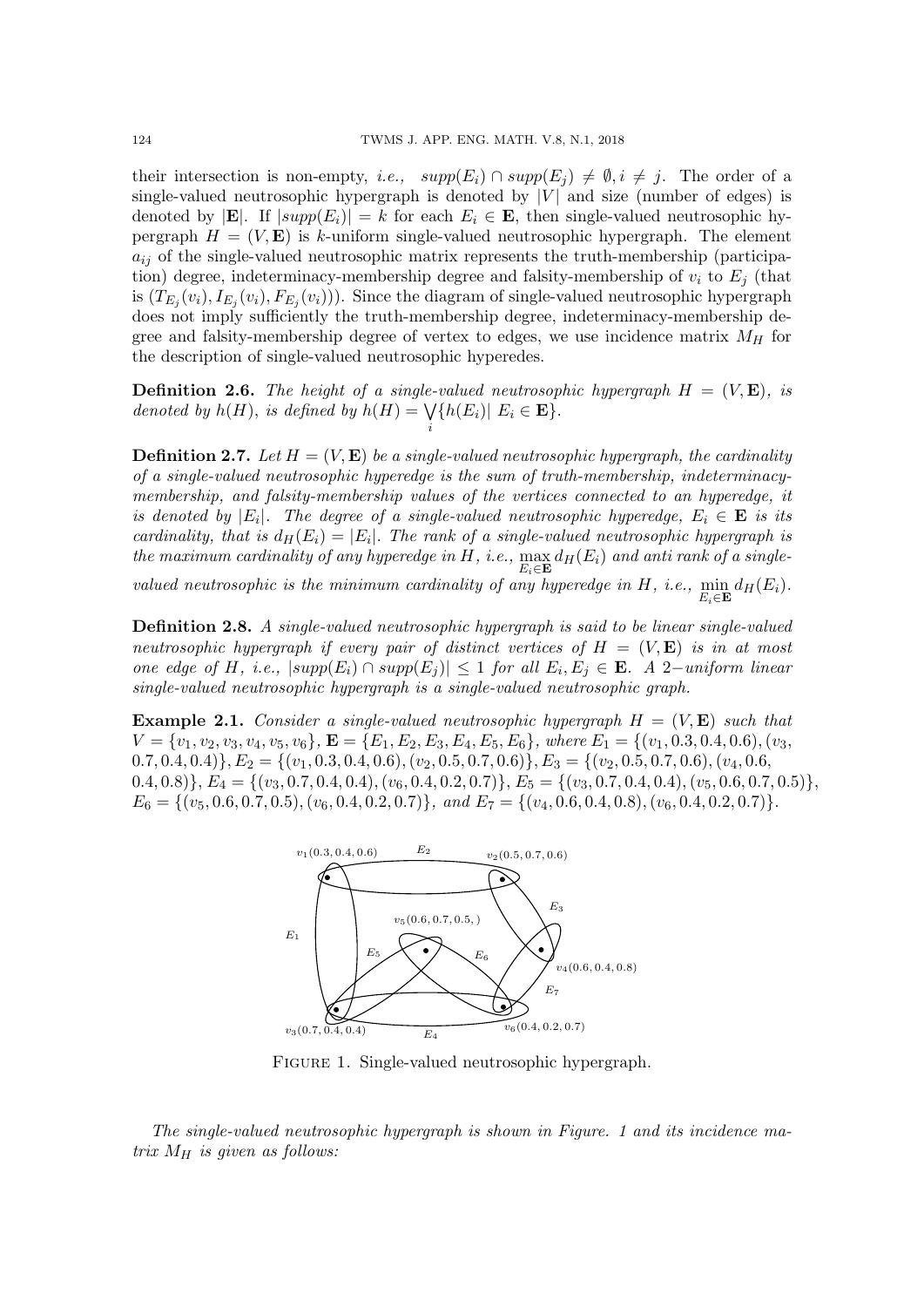their intersection is non-empty, *i.e.*, $supp(E_i) \cap supp(E_j) \neq \emptyset, i \neq j$. The order of a single-valued neutrosophic hypergraph is denoted by $|V|$ and size (number of edges) is denoted by $|\mathbf{E}|$. If $|supp(E_i)| = k$ for each $E_i \in \mathbf{E}$, then single-valued neutrosophic hypergraph $H = (V, \mathbf{E})$ is $k$-uniform single-valued neutrosophic hypergraph. The element $a_{ij}$ of the single-valued neutrosophic matrix represents the truth-membership (participation) degree, indeterminacy-membership degree and falsity-membership of $v_i$ to $E_j$ (that is $(T_{E_j}(v_i), I_{E_j}(v_i), F_{E_j}(v_i))$). Since the diagram of single-valued neutrosophic hypergraph does not imply sufficiently the truth-membership degree, indeterminacy-membership degree and falsity-membership degree of vertex to edges, we use incidence matrix $M_H$ for the description of single-valued neutrosophic hyperedes.

**Definition 2.6.** *The height of a single-valued neutrosophic hypergraph $H = (V, \mathbf{E})$, is denoted by $h(H)$, is defined by $h(H) = \bigvee_i \{h(E_i) | \ E_i \in \mathbf{E}\}$.*

**Definition 2.7.** *Let $H = (V, \mathbf{E})$ be a single-valued neutrosophic hypergraph, the cardinality of a single-valued neutrosophic hyperedge is the sum of truth-membership, indeterminacy-membership, and falsity-membership values of the vertices connected to an hyperedge, it is denoted by $|E_i|$. The degree of a single-valued neutrosophic hyperedge, $E_i \in \mathbf{E}$ is its cardinality, that is $d_H(E_i) = |E_i|$. The rank of a single-valued neutrosophic hypergraph is the maximum cardinality of any hyperedge in $H$, i.e., $\max_{E_i \in \mathbf{E}} d_H(E_i)$ and anti rank of a single-valued neutrosophic is the minimum cardinality of any hyperedge in $H$, i.e., $\min_{E_i \in \mathbf{E}} d_H(E_i)$.*

**Definition 2.8.** *A single-valued neutrosophic hypergraph is said to be linear single-valued neutrosophic hypergraph if every pair of distinct vertices of $H = (V, \mathbf{E})$ is in at most one edge of $H$, i.e., $|supp(E_i) \cap supp(E_j)| \leq 1$ for all $E_i, E_j \in \mathbf{E}$. A 2−uniform linear single-valued neutrosophic hypergraph is a single-valued neutrosophic graph.*

**Example 2.1.** *Consider a single-valued neutrosophic hypergraph $H = (V, \mathbf{E})$ such that $V = \{v_1, v_2, v_3, v_4, v_5, v_6\}$, $\mathbf{E} = \{E_1, E_2, E_3, E_4, E_5, E_6\}$, where $E_1 = \{(v_1, 0.3, 0.4, 0.6), (v_3, 0.7, 0.4, 0.4)\}$, $E_2 = \{(v_1, 0.3, 0.4, 0.6), (v_2, 0.5, 0.7, 0.6)\}$, $E_3 = \{(v_2, 0.5, 0.7, 0.6), (v_4, 0.6, 0.4, 0.8)\}$, $E_4 = \{(v_3, 0.7, 0.4, 0.4), (v_6, 0.4, 0.2, 0.7)\}$, $E_5 = \{(v_3, 0.7, 0.4, 0.4), (v_5, 0.6, 0.7, 0.5)\}$, $E_6 = \{(v_5, 0.6, 0.7, 0.5), (v_6, 0.4, 0.2, 0.7)\}$, and $E_7 = \{(v_4, 0.6, 0.4, 0.8), (v_6, 0.4, 0.2, 0.7)\}$.*

FIGURE 1. Single-valued neutrosophic hypergraph.

*The single-valued neutrosophic hypergraph is shown in Figure. 1 and its incidence matrix $M_H$ is given as follows:*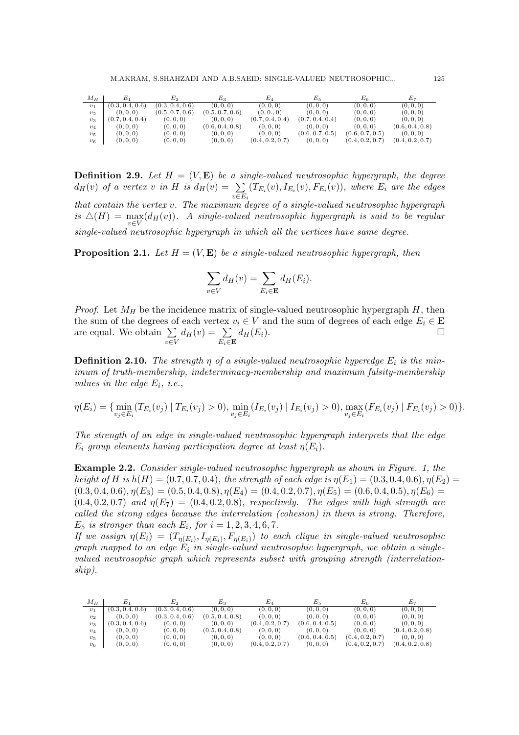| $M_H$ | $E_1$ | $E_2$ | $E_3$ | $E_4$ | $E_5$ | $E_6$ | $E_7$ |
|---|---|---|---|---|---|---|---|
| $v_1$ | (0.3, 0.4, 0.6) | (0.3, 0.4, 0.6) | (0, 0, 0) | (0, 0, 0) | (0, 0, 0) | (0, 0, 0) | (0, 0, 0) |
| $v_2$ | (0, 0, 0) | (0.5, 0.7, 0.6) | (0.5, 0.7, 0.6) | (0, 0., 0) | (0, 0, 0) | (0, 0, 0) | (0, 0, 0) |
| $v_3$ | (0.7, 0.4, 0.4) | (0, 0, 0) | (0, 0, 0) | (0.7, 0.4, 0.4) | (0.7, 0.4, 0.4) | (0, 0, 0) | (0, 0, 0) |
| $v_4$ | (0, 0, 0) | (0, 0, 0) | (0.6, 0.4, 0.8) | (0, 0, 0) | (0, 0, 0) | (0, 0, 0) | (0.6, 0.4, 0.8) |
| $v_5$ | (0, 0, 0) | (0, 0, 0) | (0, 0, 0) | (0, 0, 0) | (0.6, 0.7, 0.5) | (0.6, 0.7, 0.5) | (0, 0, 0) |
| $v_6$ | (0, 0, 0) | (0, 0, 0) | (0, 0, 0) | (0.4, 0.2, 0.7) | (0, 0, 0) | (0.4, 0.2, 0.7) | (0.4, 0.2, 0.7) |

**Definition 2.9.** *Let $H = (V, \mathbf{E})$ be a single-valued neutrosophic hypergraph, the degree $d_H(v)$ of a vertex $v$ in $H$ is $d_H(v) = \sum_{v \in E_i} (T_{E_i}(v), I_{E_i}(v), F_{E_i}(v))$, where $E_i$ are the edges that contain the vertex $v$. The maximum degree of a single-valued neutrosophic hypergraph is $\triangle(H) = \max_{v \in V}(d_H(v))$. A single-valued neutrosophic hypergraph is said to be regular single-valued neutrosophic hypergraph in which all the vertices have same degree.*

**Proposition 2.1.** *Let $H = (V, \mathbf{E})$ be a single-valued neutrosophic hypergraph, then*

$$\sum_{v \in V} d_H(v) = \sum_{E_i \in \mathbf{E}} d_H(E_i).$$

*Proof.* Let $M_H$ be the incidence matrix of single-valued neutrosophic hypergraph $H$, then the sum of the degrees of each vertex $v_i \in V$ and the sum of degrees of each edge $E_i \in \mathbf{E}$ are equal. We obtain $\sum_{v \in V} d_H(v) = \sum_{E_i \in \mathbf{E}} d_H(E_i)$. □

**Definition 2.10.** *The strength $\eta$ of a single-valued neutrosophic hyperedge $E_i$ is the minimum of truth-membership, indeterminacy-membership and maximum falsity-membership values in the edge $E_i$, i.e.,*

$$\eta(E_i) = \{\min_{v_j \in E_i}(T_{E_i}(v_j) \mid T_{E_i}(v_j) > 0), \min_{v_j \in E_i}(I_{E_i}(v_j) \mid I_{E_i}(v_j) > 0), \max_{v_j \in E_i}(F_{E_i}(v_j) \mid F_{E_i}(v_j) > 0)\}.$$

*The strength of an edge in single-valued neutrosophic hypergraph interprets that the edge $E_i$ group elements having participation degree at least $\eta(E_i)$.*

**Example 2.2.** *Consider single-valued neutrosophic hypergraph as shown in Figure. 1, the height of $H$ is $h(H) = (0.7, 0.7, 0.4)$, the strength of each edge is $\eta(E_1) = (0.3, 0.4, 0.6), \eta(E_2) = (0.3, 0.4, 0.6), \eta(E_3) = (0.5, 0.4, 0.8), \eta(E_4) = (0.4, 0.2, 0.7), \eta(E_5) = (0.6, 0.4, 0.5), \eta(E_6) = (0.4, 0.2, 0.7)$ and $\eta(E_7) = (0.4, 0.2, 0.8)$, respectively. The edges with high strength are called the strong edges because the interrelation (cohesion) in them is strong. Therefore, $E_5$ is stronger than each $E_i$, for $i = 1, 2, 3, 4, 6, 7$.*

*If we assign $\eta(E_i) = (T_{\eta(E_i)}, I_{\eta(E_i)}, F_{\eta(E_i)})$ to each clique in single-valued neutrosophic graph mapped to an edge $E_i$ in single-valued neutrosophic hypergraph, we obtain a single-valued neutrosophic graph which represents subset with grouping strength (interrelationship).*

| $M_H$ | $E_1$ | $E_2$ | $E_3$ | $E_4$ | $E_5$ | $E_6$ | $E_7$ |
|---|---|---|---|---|---|---|---|
| $v_1$ | (0.3, 0.4, 0.6) | (0.3, 0.4, 0.6) | (0, 0, 0) | (0, 0, 0) | (0, 0, 0) | (0, 0, 0) | (0, 0, 0) |
| $v_2$ | (0, 0, 0) | (0.3, 0.4, 0.6) | (0.5, 0.4, 0.8) | (0, 0, 0) | (0, 0, 0) | (0, 0, 0) | (0, 0, 0) |
| $v_3$ | (0.3, 0.4, 0.6) | (0, 0, 0) | (0, 0, 0) | (0.4, 0.2, 0.7) | (0.6, 0.4, 0.5) | (0, 0, 0) | (0, 0, 0) |
| $v_4$ | (0, 0, 0) | (0, 0, 0) | (0.5, 0.4, 0.8) | (0, 0, 0) | (0, 0, 0) | (0, 0, 0) | (0.4, 0.2, 0.8) |
| $v_5$ | (0, 0, 0) | (0, 0, 0) | (0, 0, 0) | (0, 0, 0) | (0.6, 0.4, 0.5) | (0.4, 0.2, 0.7) | (0, 0, 0) |
| $v_6$ | (0, 0, 0) | (0, 0, 0) | (0, 0, 0) | (0.4, 0.2, 0.7) | (0, 0, 0) | (0.4, 0.2, 0.7) | (0.4, 0.2, 0.8) |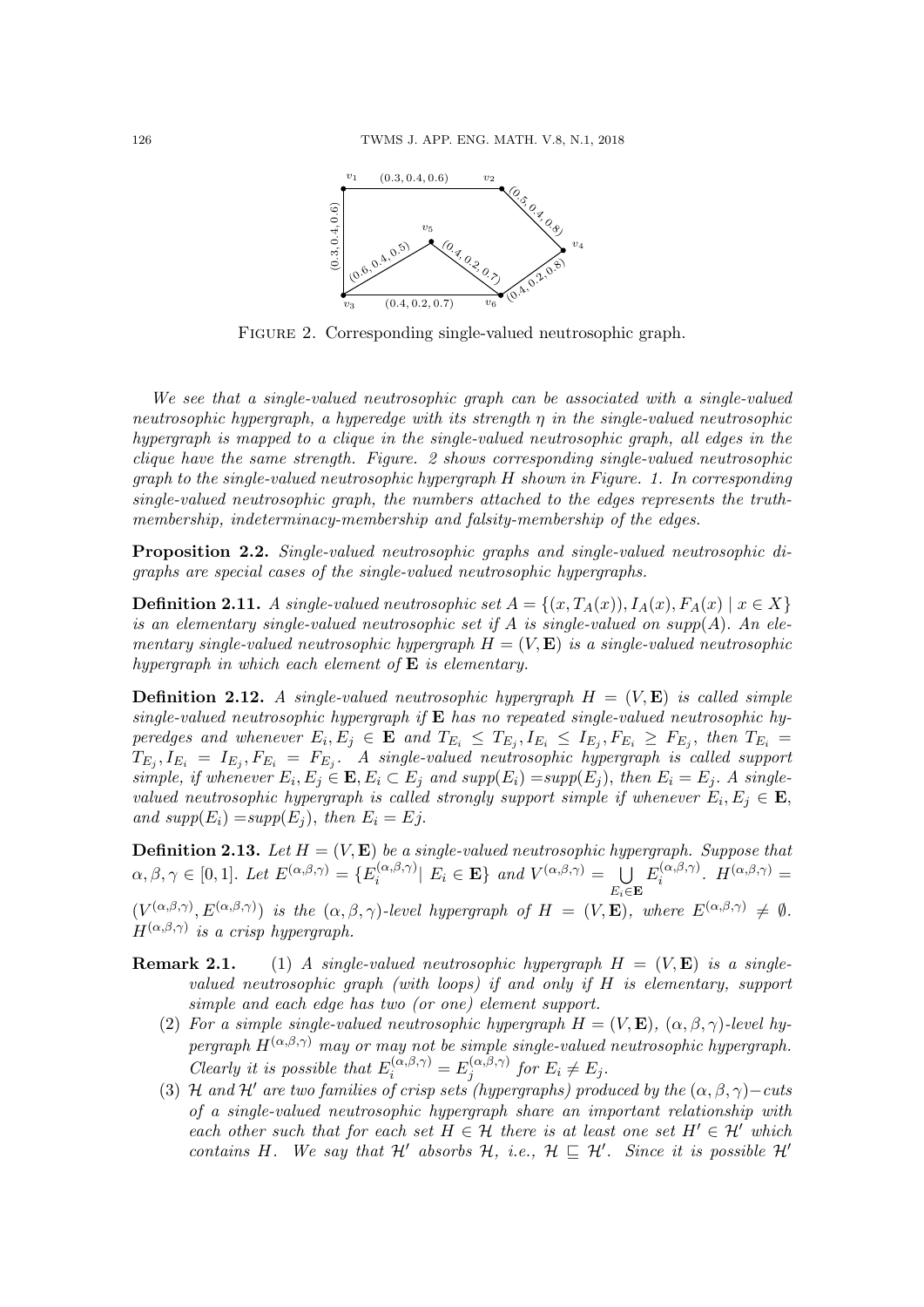FIGURE 2. Corresponding single-valued neutrosophic graph.

*We see that a single-valued neutrosophic graph can be associated with a single-valued neutrosophic hypergraph, a hyperedge with its strength $\eta$ in the single-valued neutrosophic hypergraph is mapped to a clique in the single-valued neutrosophic graph, all edges in the clique have the same strength. Figure. 2 shows corresponding single-valued neutrosophic graph to the single-valued neutrosophic hypergraph $H$ shown in Figure. 1. In corresponding single-valued neutrosophic graph, the numbers attached to the edges represents the truth-membership, indeterminacy-membership and falsity-membership of the edges.*

**Proposition 2.2.** *Single-valued neutrosophic graphs and single-valued neutrosophic digraphs are special cases of the single-valued neutrosophic hypergraphs.*

**Definition 2.11.** *A single-valued neutrosophic set $A = \{(x, T_A(x)), I_A(x), F_A(x) \mid x \in X\}$ is an elementary single-valued neutrosophic set if $A$ is single-valued on supp$(A)$. An elementary single-valued neutrosophic hypergraph $H = (V, \mathbf{E})$ is a single-valued neutrosophic hypergraph in which each element of $\mathbf{E}$ is elementary.*

**Definition 2.12.** *A single-valued neutrosophic hypergraph $H = (V, \mathbf{E})$ is called simple single-valued neutrosophic hypergraph if $\mathbf{E}$ has no repeated single-valued neutrosophic hyperedges and whenever $E_i, E_j \in \mathbf{E}$ and $T_{E_i} \leq T_{E_j}, I_{E_i} \leq I_{E_j}, F_{E_i} \geq F_{E_j}$, then $T_{E_i} = T_{E_j}, I_{E_i} = I_{E_j}, F_{E_i} = F_{E_j}$. A single-valued neutrosophic hypergraph is called support simple, if whenever $E_i, E_j \in \mathbf{E}, E_i \subset E_j$ and supp$(E_i)$ =supp$(E_j)$, then $E_i = E_j$. A single-valued neutrosophic hypergraph is called strongly support simple if whenever $E_i, E_j \in \mathbf{E}$, and supp$(E_i)$ =supp$(E_j)$, then $E_i = Ej$.*

**Definition 2.13.** *Let $H = (V, \mathbf{E})$ be a single-valued neutrosophic hypergraph. Suppose that $\alpha, \beta, \gamma \in [0, 1]$. Let $E^{(\alpha,\beta,\gamma)} = \{E_i^{(\alpha,\beta,\gamma)} \mid E_i \in \mathbf{E}\}$ and $V^{(\alpha,\beta,\gamma)} = \bigcup_{E_i \in \mathbf{E}} E_i^{(\alpha,\beta,\gamma)}$. $H^{(\alpha,\beta,\gamma)} = (V^{(\alpha,\beta,\gamma)}, E^{(\alpha,\beta,\gamma)})$ is the $(\alpha, \beta, \gamma)$-level hypergraph of $H = (V, \mathbf{E})$, where $E^{(\alpha,\beta,\gamma)} \neq \emptyset$. $H^{(\alpha,\beta,\gamma)}$ is a crisp hypergraph.*

**Remark 2.1.**

1. *A single-valued neutrosophic hypergraph $H = (V, \mathbf{E})$ is a single-valued neutrosophic graph (with loops) if and only if $H$ is elementary, support simple and each edge has two (or one) element support.*
2. *For a simple single-valued neutrosophic hypergraph $H = (V, \mathbf{E})$, $(\alpha, \beta, \gamma)$-level hypergraph $H^{(\alpha,\beta,\gamma)}$ may or may not be simple single-valued neutrosophic hypergraph. Clearly it is possible that $E_i^{(\alpha,\beta,\gamma)} = E_j^{(\alpha,\beta,\gamma)}$ for $E_i \neq E_j$.*
3. *$\mathcal{H}$ and $\mathcal{H}'$ are two families of crisp sets (hypergraphs) produced by the $(\alpha, \beta, \gamma)-$cuts of a single-valued neutrosophic hypergraph share an important relationship with each other such that for each set $H \in \mathcal{H}$ there is at least one set $H' \in \mathcal{H}'$ which contains $H$. We say that $\mathcal{H}'$ absorbs $\mathcal{H}$, i.e., $\mathcal{H} \sqsubseteq \mathcal{H}'$. Since it is possible $\mathcal{H}'$*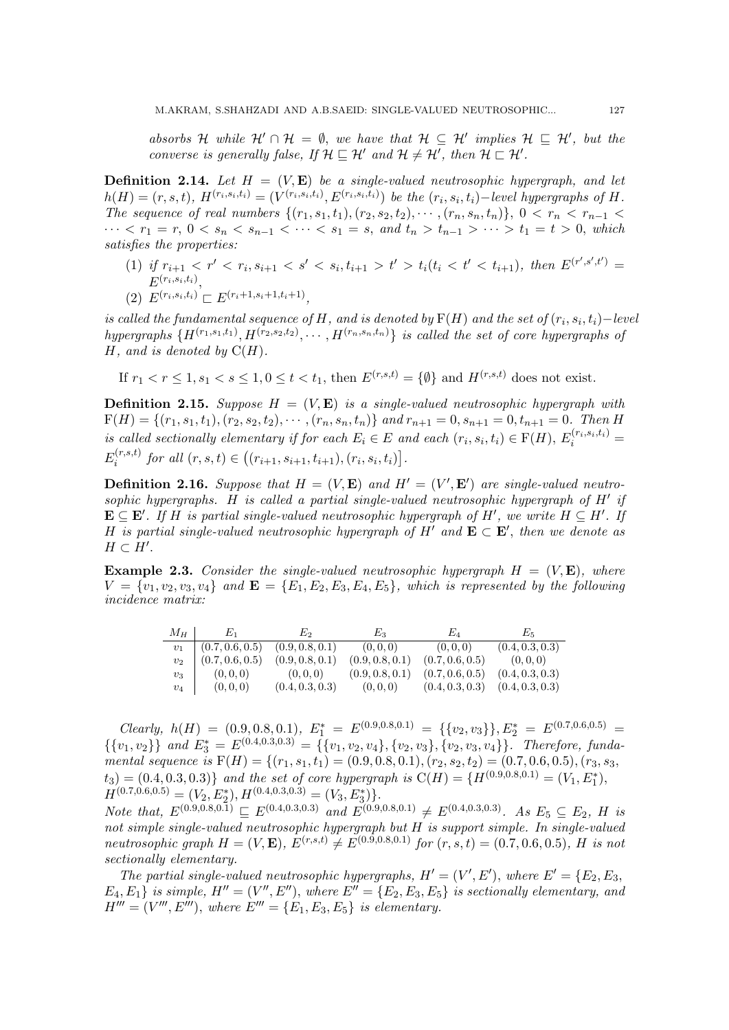*absorbs $\mathcal{H}$ while $\mathcal{H}' \cap \mathcal{H} = \emptyset$, we have that $\mathcal{H} \subseteq \mathcal{H}'$ implies $\mathcal{H} \sqsubseteq \mathcal{H}'$, but the converse is generally false, If $\mathcal{H} \sqsubseteq \mathcal{H}'$ and $\mathcal{H} \neq \mathcal{H}'$, then $\mathcal{H} \sqsubset \mathcal{H}'$.*

**Definition 2.14.** *Let $H = (V, \mathbf{E})$ be a single-valued neutrosophic hypergraph, and let $h(H) = (r, s, t)$, $H^{(r_i,s_i,t_i)} = (V^{(r_i,s_i,t_i)}, E^{(r_i,s_i,t_i)})$ be the $(r_i, s_i, t_i)$−level hypergraphs of $H$. The sequence of real numbers $\{(r_1, s_1, t_1), (r_2, s_2, t_2), \cdots, (r_n, s_n, t_n)\}$, $0 < r_n < r_{n-1} < \cdots < r_1 = r$, $0 < s_n < s_{n-1} < \cdots < s_1 = s$, and $t_n > t_{n-1} > \cdots > t_1 = t > 0$, which satisfies the properties:*

1. *if $r_{i+1} < r' < r_i, s_{i+1} < s' < s_i, t_{i+1} > t' > t_i (t_i < t' < t_{i+1})$, then $E^{(r',s',t')} = E^{(r_i,s_i,t_i)}$,*
2. *$E^{(r_i,s_i,t_i)} \sqsubset E^{(r_i+1,s_i+1,t_i+1)}$,*

*is called the fundamental sequence of $H$, and is denoted by $\mathrm{F}(H)$ and the set of $(r_i, s_i, t_i)$−level hypergraphs $\{H^{(r_1,s_1,t_1)}, H^{(r_2,s_2,t_2)}, \cdots, H^{(r_n,s_n,t_n)}\}$ is called the set of core hypergraphs of $H$, and is denoted by $\mathrm{C}(H)$.*

If $r_1 < r \leq 1, s_1 < s \leq 1, 0 \leq t < t_1$, then $E^{(r,s,t)} = \{\emptyset\}$ and $H^{(r,s,t)}$ does not exist.

**Definition 2.15.** *Suppose $H = (V, \mathbf{E})$ is a single-valued neutrosophic hypergraph with $\mathrm{F}(H) = \{(r_1, s_1, t_1), (r_2, s_2, t_2), \cdots, (r_n, s_n, t_n)\}$ and $r_{n+1} = 0, s_{n+1} = 0, t_{n+1} = 0$. Then $H$ is called sectionally elementary if for each $E_i \in E$ and each $(r_i, s_i, t_i) \in \mathrm{F}(H)$, $E_i^{(r_i,s_i,t_i)} = E_i^{(r,s,t)}$ for all $(r, s, t) \in \big((r_{i+1}, s_{i+1}, t_{i+1}), (r_i, s_i, t_i)\big]$.*

**Definition 2.16.** *Suppose that $H = (V, \mathbf{E})$ and $H' = (V', \mathbf{E}')$ are single-valued neutrosophic hypergraphs. $H$ is called a partial single-valued neutrosophic hypergraph of $H'$ if $\mathbf{E} \subseteq \mathbf{E}'$. If $H$ is partial single-valued neutrosophic hypergraph of $H'$, we write $H \subseteq H'$. If $H$ is partial single-valued neutrosophic hypergraph of $H'$ and $\mathbf{E} \subset \mathbf{E}'$, then we denote as $H \subset H'$.*

**Example 2.3.** *Consider the single-valued neutrosophic hypergraph $H = (V, \mathbf{E})$, where $V = \{v_1, v_2, v_3, v_4\}$ and $\mathbf{E} = \{E_1, E_2, E_3, E_4, E_5\}$, which is represented by the following incidence matrix:*

| $M_H$ | $E_1$ | $E_2$ | $E_3$ | $E_4$ | $E_5$ |
|---|---|---|---|---|---|
| $v_1$ | $(0.7, 0.6, 0.5)$ | $(0.9, 0.8, 0.1)$ | $(0, 0, 0)$ | $(0, 0, 0)$ | $(0.4, 0.3, 0.3)$ |
| $v_2$ | $(0.7, 0.6, 0.5)$ | $(0.9, 0.8, 0.1)$ | $(0.9, 0.8, 0.1)$ | $(0.7, 0.6, 0.5)$ | $(0, 0, 0)$ |
| $v_3$ | $(0, 0, 0)$ | $(0, 0, 0)$ | $(0.9, 0.8, 0.1)$ | $(0.7, 0.6, 0.5)$ | $(0.4, 0.3, 0.3)$ |
| $v_4$ | $(0, 0, 0)$ | $(0.4, 0.3, 0.3)$ | $(0, 0, 0)$ | $(0.4, 0.3, 0.3)$ | $(0.4, 0.3, 0.3)$ |

*Clearly, $h(H) = (0.9, 0.8, 0.1)$, $E_1^* = E^{(0.9,0.8,0.1)} = \{\{v_2, v_3\}\}, E_2^* = E^{(0.7,0.6,0.5)} = \{\{v_1, v_2\}\}$ and $E_3^* = E^{(0.4,0.3,0.3)} = \{\{v_1, v_2, v_4\}, \{v_2, v_3\}, \{v_2, v_3, v_4\}\}$. Therefore, fundamental sequence is $\mathrm{F}(H) = \{(r_1, s_1, t_1) = (0.9, 0.8, 0.1), (r_2, s_2, t_2) = (0.7, 0.6, 0.5), (r_3, s_3, t_3) = (0.4, 0.3, 0.3)\}$ and the set of core hypergraph is $\mathrm{C}(H) = \{H^{(0.9,0.8,0.1)} = (V_1, E_1^*), H^{(0.7,0.6,0.5)} = (V_2, E_2^*), H^{(0.4,0.3,0.3)} = (V_3, E_3^*)\}$.*
*Note that, $E^{(0.9,0.8,0.1)} \sqsubseteq E^{(0.4,0.3,0.3)}$ and $E^{(0.9,0.8,0.1)} \neq E^{(0.4,0.3,0.3)}$. As $E_5 \subseteq E_2$, $H$ is not simple single-valued neutrosophic hypergraph but $H$ is support simple. In single-valued neutrosophic graph $H = (V, \mathbf{E})$, $E^{(r,s,t)} \neq E^{(0.9,0.8,0.1)}$ for $(r, s, t) = (0.7, 0.6, 0.5)$, $H$ is not sectionally elementary.*

*The partial single-valued neutrosophic hypergraphs, $H' = (V', E')$, where $E' = \{E_2, E_3, E_4, E_1\}$ is simple, $H'' = (V'', E'')$, where $E'' = \{E_2, E_3, E_5\}$ is sectionally elementary, and $H''' = (V''', E''')$, where $E''' = \{E_1, E_3, E_5\}$ is elementary.*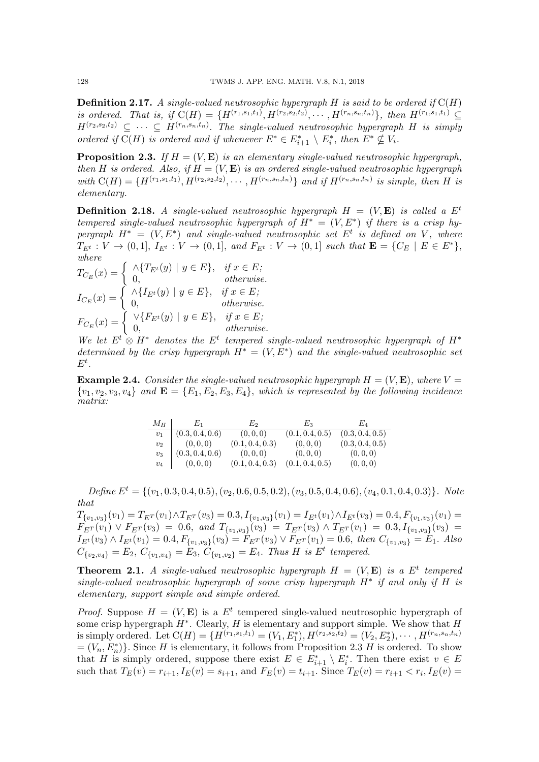**Definition 2.17.** *A single-valued neutrosophic hypergraph $H$ is said to be ordered if $\mathrm{C}(H)$ is ordered. That is, if $\mathrm{C}(H) = \{H^{(r_1,s_1,t_1)}, H^{(r_2,s_2,t_2)}, \cdots, H^{(r_n,s_n,t_n)}\}$, then $H^{(r_1,s_1,t_1)} \subseteq H^{(r_2,s_2,t_2)} \subseteq \cdots \subseteq H^{(r_n,s_n,t_n)}$. The single-valued neutrosophic hypergraph $H$ is simply ordered if $\mathrm{C}(H)$ is ordered and if whenever $E^* \in E^*_{i+1} \setminus E^*_i$, then $E^* \nsubseteq V_i$.*

**Proposition 2.3.** *If $H = (V, \mathbf{E})$ is an elementary single-valued neutrosophic hypergraph, then $H$ is ordered. Also, if $H = (V, \mathbf{E})$ is an ordered single-valued neutrosophic hypergraph with $\mathrm{C}(H) = \{H^{(r_1,s_1,t_1)}, H^{(r_2,s_2,t_2)}, \cdots, H^{(r_n,s_n,t_n)}\}$ and if $H^{(r_n,s_n,t_n)}$ is simple, then $H$ is elementary.*

**Definition 2.18.** *A single-valued neutrosophic hypergraph $H = (V, \mathbf{E})$ is called a $E^t$ tempered single-valued neutrosophic hypergraph of $H^* = (V, E^*)$ if there is a crisp hypergraph $H^* = (V, E^*)$ and single-valued neutrosophic set $E^t$ is defined on $V$, where $T_{E^t} : V \to (0, 1]$, $I_{E^t} : V \to (0, 1]$, and $F_{E^t} : V \to (0, 1]$ such that $\mathbf{E} = \{C_E \mid E \in E^*\}$, where*

$$T_{C_E}(x) = \begin{cases} \wedge\{T_{E^t}(y) \mid y \in E\}, & \text{if } x \in E; \\ 0, & \text{otherwise.} \end{cases}$$

$$I_{C_E}(x) = \begin{cases} \wedge\{I_{E^t}(y) \mid y \in E\}, & \text{if } x \in E; \\ 0, & \text{otherwise.} \end{cases}$$

$$F_{C_E}(x) = \begin{cases} \vee\{F_{E^t}(y) \mid y \in E\}, & \text{if } x \in E; \\ 0, & \text{otherwise.} \end{cases}$$

*We let $E^t \otimes H^*$ denotes the $E^t$ tempered single-valued neutrosophic hypergraph of $H^*$ determined by the crisp hypergraph $H^* = (V, E^*)$ and the single-valued neutrosophic set $E^t$.*

**Example 2.4.** *Consider the single-valued neutrosophic hypergraph $H = (V, \mathbf{E})$, where $V = \{v_1, v_2, v_3, v_4\}$ and $\mathbf{E} = \{E_1, E_2, E_3, E_4\}$, which is represented by the following incidence matrix:*

| $M_H$ | $E_1$ | $E_2$ | $E_3$ | $E_4$ |
|---|---|---|---|---|
| $v_1$ | $(0.3, 0.4, 0.6)$ | $(0, 0, 0)$ | $(0.1, 0.4, 0.5)$ | $(0.3, 0.4, 0.5)$ |
| $v_2$ | $(0, 0, 0)$ | $(0.1, 0.4, 0.3)$ | $(0, 0, 0)$ | $(0.3, 0.4, 0.5)$ |
| $v_3$ | $(0.3, 0.4, 0.6)$ | $(0, 0, 0)$ | $(0, 0, 0)$ | $(0, 0, 0)$ |
| $v_4$ | $(0, 0, 0)$ | $(0.1, 0.4, 0.3)$ | $(0.1, 0.4, 0.5)$ | $(0, 0, 0)$ |

*Define $E^t = \{(v_1, 0.3, 0.4, 0.5), (v_2, 0.6, 0.5, 0.2), (v_3, 0.5, 0.4, 0.6), (v_4, 0.1, 0.4, 0.3)\}$. Note that*
*$T_{\{v_1,v_3\}}(v_1) = T_{E^T}(v_1) \wedge T_{E^T}(v_3) = 0.3, I_{\{v_1,v_3\}}(v_1) = I_{E^t}(v_1) \wedge I_{E^t}(v_3) = 0.4, F_{\{v_1,v_3\}}(v_1) = F_{E^T}(v_1) \vee F_{E^T}(v_3) = 0.6$, and $T_{\{v_1,v_3\}}(v_3) = T_{E^T}(v_3) \wedge T_{E^T}(v_1) = 0.3, I_{\{v_1,v_3\}}(v_3) = I_{E^t}(v_3) \wedge I_{E^t}(v_1) = 0.4, F_{\{v_1,v_3\}}(v_3) = F_{E^T}(v_3) \vee F_{E^T}(v_1) = 0.6$, then $C_{\{v_1,v_3\}} = E_1$. Also $C_{\{v_2,v_4\}} = E_2$, $C_{\{v_1,v_4\}} = E_3$, $C_{\{v_1,v_2\}} = E_4$. Thus $H$ is $E^t$ tempered.*

**Theorem 2.1.** *A single-valued neutrosophic hypergraph $H = (V, \mathbf{E})$ is a $E^t$ tempered single-valued neutrosophic hypergraph of some crisp hypergraph $H^*$ if and only if $H$ is elementary, support simple and simple ordered.*

*Proof.* Suppose $H = (V, \mathbf{E})$ is a $E^t$ tempered single-valued neutrosophic hypergraph of some crisp hypergraph $H^*$. Clearly, $H$ is elementary and support simple. We show that $H$ is simply ordered. Let $\mathrm{C}(H) = \{H^{(r_1,s_1,t_1)} = (V_1, E_1^*), H^{(r_2,s_2,t_2)} = (V_2, E_2^*), \cdots, H^{(r_n,s_n,t_n)} = (V_n, E_n^*)\}$. Since $H$ is elementary, it follows from Proposition 2.3 $H$ is ordered. To show that $H$ is simply ordered, suppose there exist $E \in E^*_{i+1} \setminus E^*_i$. Then there exist $v \in E$ such that $T_E(v) = r_{i+1}, I_E(v) = s_{i+1}$, and $F_E(v) = t_{i+1}$. Since $T_E(v) = r_{i+1} < r_i, I_E(v) =$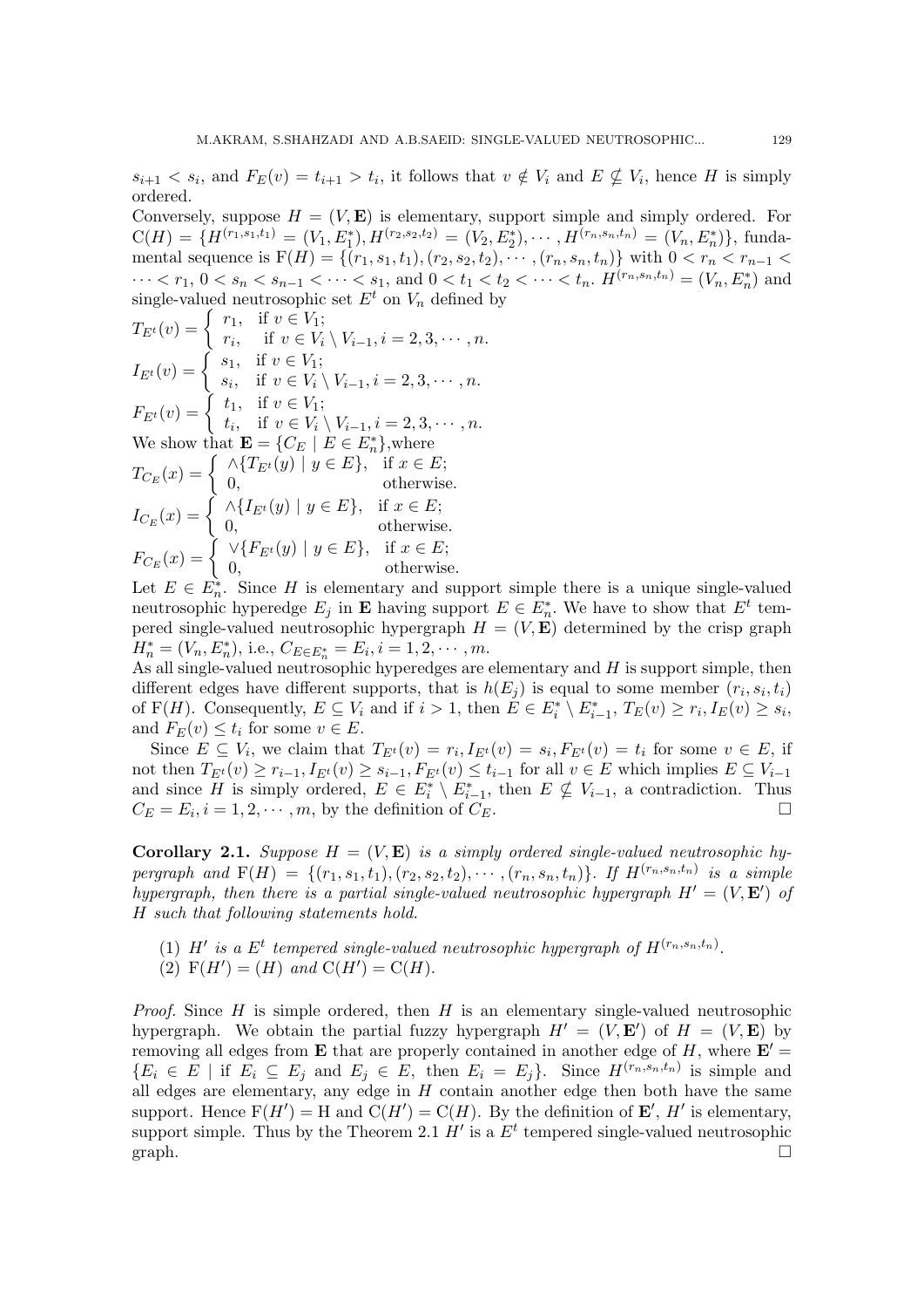$s_{i+1} < s_i$, and $F_E(v) = t_{i+1} > t_i$, it follows that $v \notin V_i$ and $E \nsubseteq V_i$, hence $H$ is simply ordered.

Conversely, suppose $H = (V, \mathbf{E})$ is elementary, support simple and simply ordered. For $\mathrm{C}(H) = \{H^{(r_1,s_1,t_1)} = (V_1, E_1^*), H^{(r_2,s_2,t_2)} = (V_2, E_2^*), \cdots, H^{(r_n,s_n,t_n)} = (V_n, E_n^*)\}$, fundamental sequence is $\mathrm{F}(H) = \{(r_1, s_1, t_1), (r_2, s_2, t_2), \cdots, (r_n, s_n, t_n)\}$ with $0 < r_n < r_{n-1} < \cdots < r_1$, $0 < s_n < s_{n-1} < \cdots < s_1$, and $0 < t_1 < t_2 < \cdots < t_n$. $H^{(r_n,s_n,t_n)} = (V_n, E_n^*)$ and single-valued neutrosophic set $E^t$ on $V_n$ defined by

$$T_{E^t}(v) = \begin{cases} r_1, & \text{if } v \in V_1; \\ r_i, & \text{if } v \in V_i \setminus V_{i-1}, i = 2, 3, \cdots, n. \end{cases}$$

$$I_{E^t}(v) = \begin{cases} s_1, & \text{if } v \in V_1; \\ s_i, & \text{if } v \in V_i \setminus V_{i-1}, i = 2, 3, \cdots, n. \end{cases}$$

$$F_{E^t}(v) = \begin{cases} t_1, & \text{if } v \in V_1; \\ t_i, & \text{if } v \in V_i \setminus V_{i-1}, i = 2, 3, \cdots, n. \end{cases}$$

We show that $\mathbf{E} = \{C_E \mid E \in E_n^*\}$,where

$$T_{C_E}(x) = \begin{cases} \wedge\{T_{E^t}(y) \mid y \in E\}, & \text{if } x \in E; \\ 0, & \text{otherwise.} \end{cases}$$

$$I_{C_E}(x) = \begin{cases} \wedge\{I_{E^t}(y) \mid y \in E\}, & \text{if } x \in E; \\ 0, & \text{otherwise.} \end{cases}$$

$$F_{C_E}(x) = \begin{cases} \vee\{F_{E^t}(y) \mid y \in E\}, & \text{if } x \in E; \\ 0, & \text{otherwise.} \end{cases}$$

Let $E \in E_n^*$. Since $H$ is elementary and support simple there is a unique single-valued neutrosophic hyperedge $E_j$ in $\mathbf{E}$ having support $E \in E_n^*$. We have to show that $E^t$ tempered single-valued neutrosophic hypergraph $H = (V, \mathbf{E})$ determined by the crisp graph $H_n^* = (V_n, E_n^*)$, i.e., $C_{E \in E_n^*} = E_i, i = 1, 2, \cdots, m$.

As all single-valued neutrosophic hyperedges are elementary and $H$ is support simple, then different edges have different supports, that is $h(E_j)$ is equal to some member $(r_i, s_i, t_i)$ of $\mathrm{F}(H)$. Consequently, $E \subseteq V_i$ and if $i > 1$, then $E \in E_i^* \setminus E_{i-1}^*$, $T_E(v) \geq r_i, I_E(v) \geq s_i$, and $F_E(v) \leq t_i$ for some $v \in E$.

Since $E \subseteq V_i$, we claim that $T_{E^t}(v) = r_i, I_{E^t}(v) = s_i, F_{E^t}(v) = t_i$ for some $v \in E$, if not then $T_{E^t}(v) \geq r_{i-1}, I_{E^t}(v) \geq s_{i-1}, F_{E^t}(v) \leq t_{i-1}$ for all $v \in E$ which implies $E \subseteq V_{i-1}$ and since $H$ is simply ordered, $E \in E_i^* \setminus E_{i-1}^*$, then $E \nsubseteq V_{i-1}$, a contradiction. Thus $C_E = E_i, i = 1, 2, \cdots, m$, by the definition of $C_E$. $\square$

**Corollary 2.1.** *Suppose $H = (V, \mathbf{E})$ is a simply ordered single-valued neutrosophic hypergraph and $\mathrm{F}(H) = \{(r_1, s_1, t_1), (r_2, s_2, t_2), \cdots, (r_n, s_n, t_n)\}$. If $H^{(r_n,s_n,t_n)}$ is a simple hypergraph, then there is a partial single-valued neutrosophic hypergraph $H' = (V, \mathbf{E}')$ of $H$ such that following statements hold.*

1. *$H'$ is a $E^t$ tempered single-valued neutrosophic hypergraph of $H^{(r_n,s_n,t_n)}$.*
2. *$\mathrm{F}(H') = (H)$ and $\mathrm{C}(H') = \mathrm{C}(H)$.*

*Proof.* Since $H$ is simple ordered, then $H$ is an elementary single-valued neutrosophic hypergraph. We obtain the partial fuzzy hypergraph $H' = (V, \mathbf{E}')$ of $H = (V, \mathbf{E})$ by removing all edges from $\mathbf{E}$ that are properly contained in another edge of $H$, where $\mathbf{E}' = \{E_i \in E \mid \text{if } E_i \subseteq E_j \text{ and } E_j \in E, \text{ then } E_i = E_j\}$. Since $H^{(r_n,s_n,t_n)}$ is simple and all edges are elementary, any edge in $H$ contain another edge then both have the same support. Hence $\mathrm{F}(H') = \mathrm{H}$ and $\mathrm{C}(H') = \mathrm{C}(H)$. By the definition of $\mathbf{E}'$, $H'$ is elementary, support simple. Thus by the Theorem 2.1 $H'$ is a $E^t$ tempered single-valued neutrosophic graph. $\square$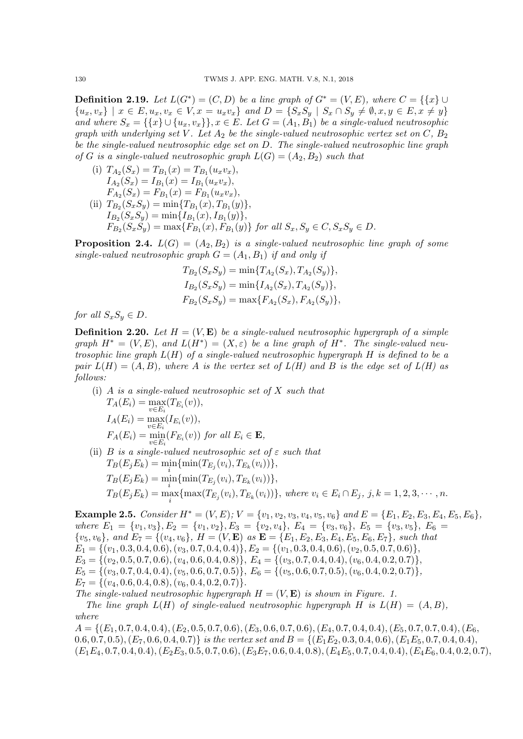**Definition 2.19.** *Let $L(G^*) = (C, D)$ be a line graph of $G^* = (V, E)$, where $C = \{\{x\} \cup \{u_x, v_x\} \mid x \in E, u_x, v_x \in V, x = u_x v_x\}$ and $D = \{S_x S_y \mid S_x \cap S_y \neq \emptyset, x, y \in E, x \neq y\}$ and where $S_x = \{\{x\} \cup \{u_x, v_x\}\}, x \in E$. Let $G = (A_1, B_1)$ be a single-valued neutrosophic graph with underlying set $V$. Let $A_2$ be the single-valued neutrosophic vertex set on $C$, $B_2$ be the single-valued neutrosophic edge set on $D$. The single-valued neutrosophic line graph of $G$ is a single-valued neutrosophic graph $L(G) = (A_2, B_2)$ such that*

(i) $T_{A_2}(S_x) = T_{B_1}(x) = T_{B_1}(u_x v_x)$,
$I_{A_2}(S_x) = I_{B_1}(x) = I_{B_1}(u_x v_x)$,
$F_{A_2}(S_x) = F_{B_1}(x) = F_{B_1}(u_x v_x)$,

(ii) $T_{B_2}(S_x S_y) = \min\{T_{B_1}(x), T_{B_1}(y)\}$,
$I_{B_2}(S_x S_y) = \min\{I_{B_1}(x), I_{B_1}(y)\}$,
$F_{B_2}(S_x S_y) = \max\{F_{B_1}(x), F_{B_1}(y)\}$ *for all $S_x, S_y \in C, S_x S_y \in D$.*

**Proposition 2.4.** *$L(G) = (A_2, B_2)$ is a single-valued neutrosophic line graph of some single-valued neutrosophic graph $G = (A_1, B_1)$ if and only if*

$$T_{B_2}(S_x S_y) = \min\{T_{A_2}(S_x), T_{A_2}(S_y)\},$$
$$I_{B_2}(S_x S_y) = \min\{I_{A_2}(S_x), T_{A_2}(S_y)\},$$
$$F_{B_2}(S_x S_y) = \max\{F_{A_2}(S_x), F_{A_2}(S_y)\},$$

*for all $S_x S_y \in D$.*

**Definition 2.20.** *Let $H = (V, \mathbf{E})$ be a single-valued neutrosophic hypergraph of a simple graph $H^* = (V, E)$, and $L(H^*) = (X, \varepsilon)$ be a line graph of $H^*$. The single-valued neutrosophic line graph $L(H)$ of a single-valued neutrosophic hypergraph $H$ is defined to be a pair $L(H) = (A, B)$, where $A$ is the vertex set of $L(H)$ and $B$ is the edge set of $L(H)$ as follows:*

(i) *$A$ is a single-valued neutrosophic set of $X$ such that*
$T_A(E_i) = \max_{v \in E_i}(T_{E_i}(v))$,
$I_A(E_i) = \max_{v \in E_i}(I_{E_i}(v))$,
$F_A(E_i) = \min_{v \in E_i}(F_{E_i}(v))$ *for all $E_i \in \mathbf{E}$,*

(ii) *$B$ is a single-valued neutrosophic set of $\varepsilon$ such that*
$T_B(E_j E_k) = \min_i\{\min(T_{E_j}(v_i), T_{E_k}(v_i))\}$,
$T_B(E_j E_k) = \min_i\{\min(T_{E_j}(v_i), T_{E_k}(v_i))\}$,
$T_B(E_j E_k) = \max_i\{\max(T_{E_j}(v_i), T_{E_k}(v_i))\}$, *where $v_i \in E_i \cap E_j$, $j, k = 1, 2, 3, \cdots, n$.*

**Example 2.5.** *Consider $H^* = (V, E)$; $V = \{v_1, v_2, v_3, v_4, v_5, v_6\}$ and $E = \{E_1, E_2, E_3, E_4, E_5, E_6\}$, where $E_1 = \{v_1, v_3\}, E_2 = \{v_1, v_2\}, E_3 = \{v_2, v_4\}$, $E_4 = \{v_3, v_6\}$, $E_5 = \{v_3, v_5\}$, $E_6 = \{v_5, v_6\}$, and $E_7 = \{(v_4, v_6\}$, $H = (V, \mathbf{E})$ as $\mathbf{E} = \{E_1, E_2, E_3, E_4, E_5, E_6, E_7\}$, such that*
*$E_1 = \{(v_1, 0.3, 0.4, 0.6), (v_3, 0.7, 0.4, 0.4)\}, E_2 = \{(v_1, 0.3, 0.4, 0.6), (v_2, 0.5, 0.7, 0.6)\}$,*
*$E_3 = \{(v_2, 0.5, 0.7, 0.6), (v_4, 0.6, 0.4, 0.8)\}$, $E_4 = \{(v_3, 0.7, 0.4, 0.4), (v_6, 0.4, 0.2, 0.7)\}$,*
*$E_5 = \{(v_3, 0.7, 0.4, 0.4), (v_5, 0.6, 0.7, 0.5)\}$, $E_6 = \{(v_5, 0.6, 0.7, 0.5), (v_6, 0.4, 0.2, 0.7)\}$,*
*$E_7 = \{(v_4, 0.6, 0.4, 0.8), (v_6, 0.4, 0.2, 0.7)\}$.*
*The single-valued neutrosophic hypergraph $H = (V, \mathbf{E})$ is shown in Figure. 1.*

*The line graph $L(H)$ of single-valued neutrosophic hypergraph $H$ is $L(H) = (A, B)$, where*

*$A = \{(E_1, 0.7, 0.4, 0.4), (E_2, 0.5, 0.7, 0.6), (E_3, 0.6, 0.7, 0.6), (E_4, 0.7, 0.4, 0.4), (E_5, 0.7, 0.7, 0.4), (E_6, 0.6, 0.7, 0.5), (E_7, 0.6, 0.4, 0.7)\}$ is the vertex set and $B = \{(E_1E_2, 0.3, 0.4, 0.6), (E_1E_5, 0.7, 0.4, 0.4), (E_1E_4, 0.7, 0.4, 0.4), (E_2E_3, 0.5, 0.7, 0.6), (E_3E_7, 0.6, 0.4, 0.8), (E_4E_5, 0.7, 0.4, 0.4), (E_4E_6, 0.4, 0.2, 0.7)$,*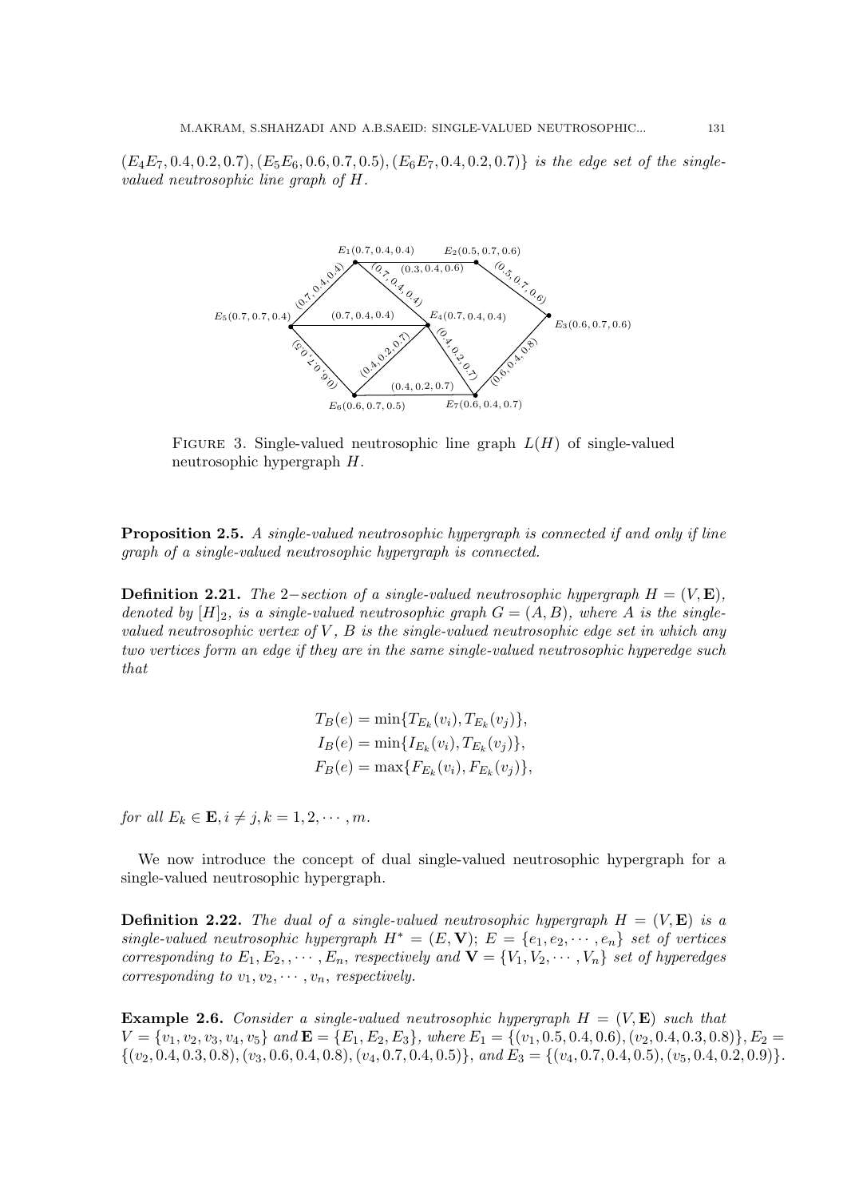$(E_4E_7, 0.4, 0.2, 0.7), (E_5E_6, 0.6, 0.7, 0.5), (E_6E_7, 0.4, 0.2, 0.7)\}$ *is the edge set of the single-valued neutrosophic line graph of H.*

FIGURE 3. Single-valued neutrosophic line graph $L(H)$ of single-valued neutrosophic hypergraph $H$.

**Proposition 2.5.** *A single-valued neutrosophic hypergraph is connected if and only if line graph of a single-valued neutrosophic hypergraph is connected.*

**Definition 2.21.** *The 2−section of a single-valued neutrosophic hypergraph $H = (V, \mathbf{E})$, denoted by $[H]_2$, is a single-valued neutrosophic graph $G = (A, B)$, where $A$ is the single-valued neutrosophic vertex of $V$, $B$ is the single-valued neutrosophic edge set in which any two vertices form an edge if they are in the same single-valued neutrosophic hyperedge such that*

$$T_B(e) = \min\{T_{E_k}(v_i), T_{E_k}(v_j)\},$$
$$I_B(e) = \min\{I_{E_k}(v_i), T_{E_k}(v_j)\},$$
$$F_B(e) = \max\{F_{E_k}(v_i), F_{E_k}(v_j)\},$$

*for all $E_k \in \mathbf{E}, i \neq j, k = 1, 2, \cdots, m$.*

We now introduce the concept of dual single-valued neutrosophic hypergraph for a single-valued neutrosophic hypergraph.

**Definition 2.22.** *The dual of a single-valued neutrosophic hypergraph $H = (V, \mathbf{E})$ is a single-valued neutrosophic hypergraph $H^* = (E, \mathbf{V})$; $E = \{e_1, e_2, \cdots, e_n\}$ set of vertices corresponding to $E_1, E_2, , \cdots, E_n$, respectively and $\mathbf{V} = \{V_1, V_2, \cdots, V_n\}$ set of hyperedges corresponding to $v_1, v_2, \cdots, v_n$, respectively.*

**Example 2.6.** *Consider a single-valued neutrosophic hypergraph $H = (V, \mathbf{E})$ such that $V = \{v_1, v_2, v_3, v_4, v_5\}$ and $\mathbf{E} = \{E_1, E_2, E_3\}$, where $E_1 = \{(v_1, 0.5, 0.4, 0.6), (v_2, 0.4, 0.3, 0.8)\}, E_2 = \{(v_2, 0.4, 0.3, 0.8), (v_3, 0.6, 0.4, 0.8), (v_4, 0.7, 0.4, 0.5)\}$, and $E_3 = \{(v_4, 0.7, 0.4, 0.5), (v_5, 0.4, 0.2, 0.9)\}$.*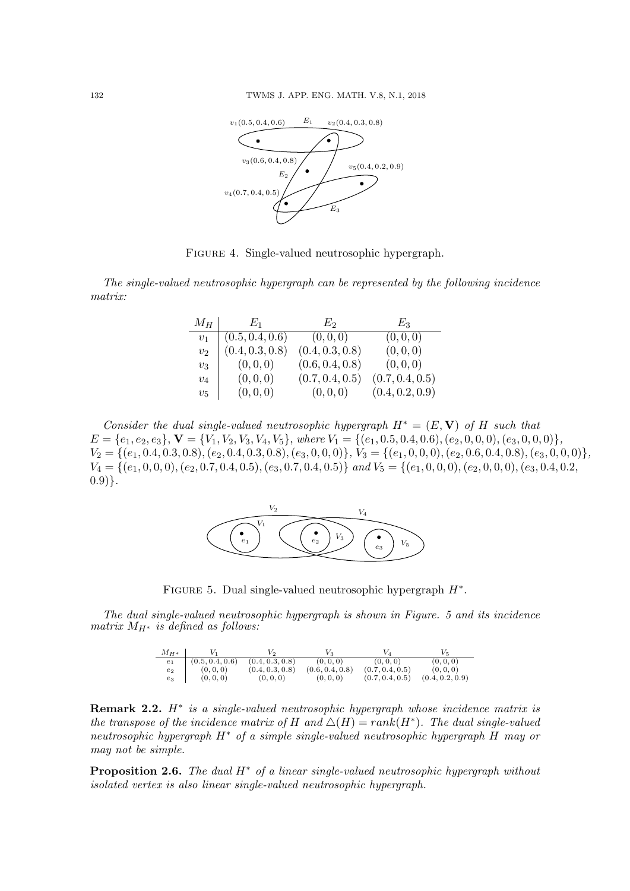Figure 4. Single-valued neutrosophic hypergraph.

*The single-valued neutrosophic hypergraph can be represented by the following incidence matrix:*

| $M_H$ | $E_1$ | $E_2$ | $E_3$ |
|---|---|---|---|
| $v_1$ | $(0.5, 0.4, 0.6)$ | $(0, 0, 0)$ | $(0, 0, 0)$ |
| $v_2$ | $(0.4, 0.3, 0.8)$ | $(0.4, 0.3, 0.8)$ | $(0, 0, 0)$ |
| $v_3$ | $(0, 0, 0)$ | $(0.6, 0.4, 0.8)$ | $(0, 0, 0)$ |
| $v_4$ | $(0, 0, 0)$ | $(0.7, 0.4, 0.5)$ | $(0.7, 0.4, 0.5)$ |
| $v_5$ | $(0, 0, 0)$ | $(0, 0, 0)$ | $(0.4, 0.2, 0.9)$ |

*Consider the dual single-valued neutrosophic hypergraph $H^* = (E, \mathbf{V})$ of $H$ such that $E = \{e_1, e_2, e_3\}$, $\mathbf{V} = \{V_1, V_2, V_3, V_4, V_5\}$, where $V_1 = \{(e_1, 0.5, 0.4, 0.6), (e_2, 0, 0, 0), (e_3, 0, 0, 0)\}$, $V_2 = \{(e_1, 0.4, 0.3, 0.8), (e_2, 0.4, 0.3, 0.8), (e_3, 0, 0, 0)\}$, $V_3 = \{(e_1, 0, 0, 0), (e_2, 0.6, 0.4, 0.8), (e_3, 0, 0, 0)\}$, $V_4 = \{(e_1, 0, 0, 0), (e_2, 0.7, 0.4, 0.5), (e_3, 0.7, 0.4, 0.5)\}$ and $V_5 = \{(e_1, 0, 0, 0), (e_2, 0, 0, 0), (e_3, 0.4, 0.2, 0.9)\}$.*

Figure 5. Dual single-valued neutrosophic hypergraph $H^*$.

*The dual single-valued neutrosophic hypergraph is shown in Figure. 5 and its incidence matrix $M_{H^*}$ is defined as follows:*

| $M_{H^*}$ | $V_1$ | $V_2$ | $V_3$ | $V_4$ | $V_5$ |
|---|---|---|---|---|---|
| $e_1$ | $(0.5, 0.4, 0.6)$ | $(0.4, 0.3, 0.8)$ | $(0, 0, 0)$ | $(0, 0, 0)$ | $(0, 0, 0)$ |
| $e_2$ | $(0, 0, 0)$ | $(0.4, 0.3, 0.8)$ | $(0.6, 0.4, 0.8)$ | $(0.7, 0.4, 0.5)$ | $(0, 0, 0)$ |
| $e_3$ | $(0, 0, 0)$ | $(0, 0, 0)$ | $(0, 0, 0)$ | $(0.7, 0.4, 0.5)$ | $(0.4, 0.2, 0.9)$ |

**Remark 2.2.** *$H^*$ is a single-valued neutrosophic hypergraph whose incidence matrix is the transpose of the incidence matrix of $H$ and $\triangle(H) = rank(H^*)$. The dual single-valued neutrosophic hypergraph $H^*$ of a simple single-valued neutrosophic hypergraph $H$ may or may not be simple.*

**Proposition 2.6.** *The dual $H^*$ of a linear single-valued neutrosophic hypergraph without isolated vertex is also linear single-valued neutrosophic hypergraph.*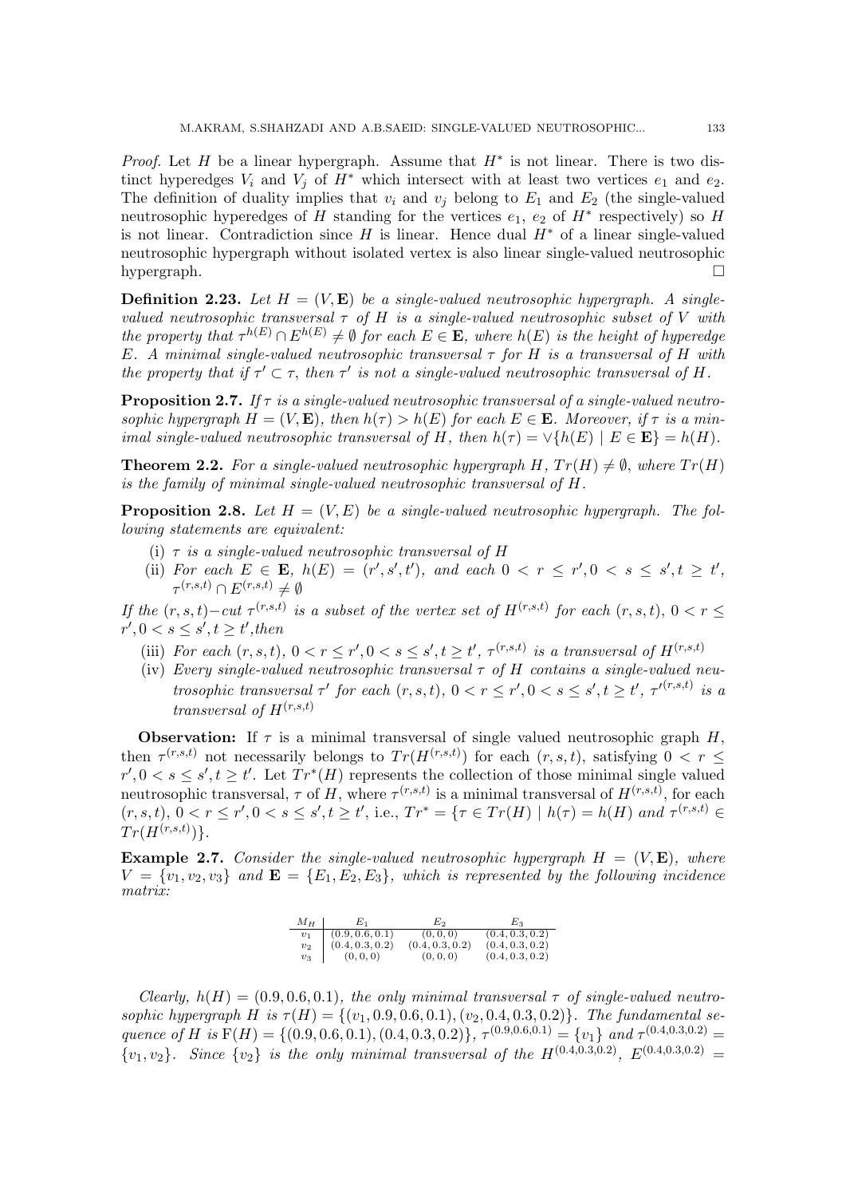*Proof.* Let $H$ be a linear hypergraph. Assume that $H^*$ is not linear. There is two distinct hyperedges $V_i$ and $V_j$ of $H^*$ which intersect with at least two vertices $e_1$ and $e_2$. The definition of duality implies that $v_i$ and $v_j$ belong to $E_1$ and $E_2$ (the single-valued neutrosophic hyperedges of $H$ standing for the vertices $e_1$, $e_2$ of $H^*$ respectively) so $H$ is not linear. Contradiction since $H$ is linear. Hence dual $H^*$ of a linear single-valued neutrosophic hypergraph without isolated vertex is also linear single-valued neutrosophic hypergraph. □

**Definition 2.23.** *Let $H = (V, \mathbf{E})$ be a single-valued neutrosophic hypergraph. A single-valued neutrosophic transversal $\tau$ of $H$ is a single-valued neutrosophic subset of $V$ with the property that $\tau^{h(E)} \cap E^{h(E)} \neq \emptyset$ for each $E \in \mathbf{E}$, where $h(E)$ is the height of hyperedge $E$. A minimal single-valued neutrosophic transversal $\tau$ for $H$ is a transversal of $H$ with the property that if $\tau' \subset \tau$, then $\tau'$ is not a single-valued neutrosophic transversal of $H$.*

**Proposition 2.7.** *If $\tau$ is a single-valued neutrosophic transversal of a single-valued neutrosophic hypergraph $H = (V, \mathbf{E})$, then $h(\tau) > h(E)$ for each $E \in \mathbf{E}$. Moreover, if $\tau$ is a minimal single-valued neutrosophic transversal of $H$, then $h(\tau) = \vee\{h(E) \mid E \in \mathbf{E}\} = h(H)$.*

**Theorem 2.2.** *For a single-valued neutrosophic hypergraph $H$, $Tr(H) \neq \emptyset$, where $Tr(H)$ is the family of minimal single-valued neutrosophic transversal of $H$.*

**Proposition 2.8.** *Let $H = (V, E)$ be a single-valued neutrosophic hypergraph. The following statements are equivalent:*

(i) *$\tau$ is a single-valued neutrosophic transversal of $H$*

(ii) *For each $E \in \mathbf{E}$, $h(E) = (r', s', t')$, and each $0 < r \leq r', 0 < s \leq s', t \geq t'$, $\tau^{(r,s,t)} \cap E^{(r,s,t)} \neq \emptyset$*

*If the $(r, s, t)-$cut $\tau^{(r,s,t)}$ is a subset of the vertex set of $H^{(r,s,t)}$ for each $(r, s, t)$, $0 < r \leq r', 0 < s \leq s', t \geq t'$,then*

(iii) *For each $(r, s, t)$, $0 < r \leq r', 0 < s \leq s', t \geq t'$, $\tau^{(r,s,t)}$ is a transversal of $H^{(r,s,t)}$*

(iv) *Every single-valued neutrosophic transversal $\tau$ of $H$ contains a single-valued neutrosophic transversal $\tau'$ for each $(r, s, t)$, $0 < r \leq r', 0 < s \leq s', t \geq t'$, $\tau'^{(r,s,t)}$ is a transversal of $H^{(r,s,t)}$*

**Observation:** If $\tau$ is a minimal transversal of single valued neutrosophic graph $H$, then $\tau^{(r,s,t)}$ not necessarily belongs to $Tr(H^{(r,s,t)})$ for each $(r, s, t)$, satisfying $0 < r \leq r', 0 < s \leq s', t \geq t'$. Let $Tr^*(H)$ represents the collection of those minimal single valued neutrosophic transversal, $\tau$ of $H$, where $\tau^{(r,s,t)}$ is a minimal transversal of $H^{(r,s,t)}$, for each $(r, s, t)$, $0 < r \leq r', 0 < s \leq s', t \geq t'$, i.e., $Tr^* = \{\tau \in Tr(H) \mid h(\tau) = h(H)$ and $\tau^{(r,s,t)} \in Tr(H^{(r,s,t)})\}$.

**Example 2.7.** *Consider the single-valued neutrosophic hypergraph $H = (V, \mathbf{E})$, where $V = \{v_1, v_2, v_3\}$ and $\mathbf{E} = \{E_1, E_2, E_3\}$, which is represented by the following incidence matrix:*

| $M_H$ | $E_1$ | $E_2$ | $E_3$ |
|---|---|---|---|
| $v_1$ | (0.9, 0.6, 0.1) | (0, 0, 0) | (0.4, 0.3, 0.2) |
| $v_2$ | (0.4, 0.3, 0.2) | (0.4, 0.3, 0.2) | (0.4, 0.3, 0.2) |
| $v_3$ | (0, 0, 0) | (0, 0, 0) | (0.4, 0.3, 0.2) |

*Clearly, $h(H) = (0.9, 0.6, 0.1)$, the only minimal transversal $\tau$ of single-valued neutrosophic hypergraph $H$ is $\tau(H) = \{(v_1, 0.9, 0.6, 0.1), (v_2, 0.4, 0.3, 0.2)\}$. The fundamental sequence of $H$ is $\mathrm{F}(H) = \{(0.9, 0.6, 0.1), (0.4, 0.3, 0.2)\}$, $\tau^{(0.9,0.6,0.1)} = \{v_1\}$ and $\tau^{(0.4,0.3,0.2)} = \{v_1, v_2\}$. Since $\{v_2\}$ is the only minimal transversal of the $H^{(0.4,0.3,0.2)}$, $E^{(0.4,0.3,0.2)} =$*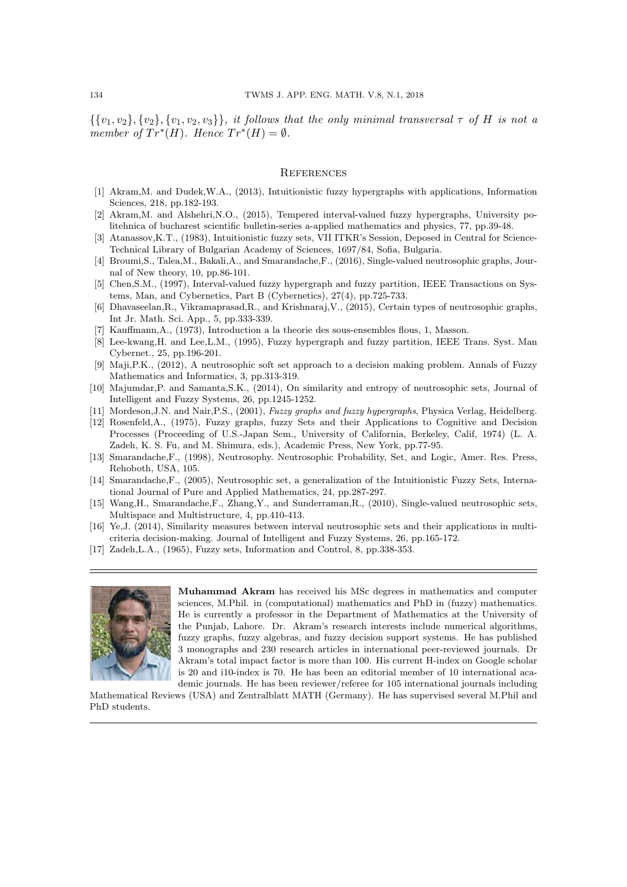$\{\{v_1, v_2\}, \{v_2\}, \{v_1, v_2, v_3\}\}$, *it follows that the only minimal transversal* $\tau$ *of* $H$ *is not a member of* $Tr^*(H)$. *Hence* $Tr^*(H) = \emptyset$.

## References

[1] Akram,M. and Dudek,W.A., (2013), Intuitionistic fuzzy hypergraphs with applications, Information Sciences, 218, pp.182-193.

[2] Akram,M. and Alshehri,N.O., (2015), Tempered interval-valued fuzzy hypergraphs, University politehnica of bucharest scientific bulletin-series a-applied mathematics and physics, 77, pp.39-48.

[3] Atanassov,K.T., (1983), Intuitionistic fuzzy sets, VII ITKR's Session, Deposed in Central for Science-Technical Library of Bulgarian Academy of Sciences, 1697/84, Sofia, Bulgaria.

[4] Broumi,S., Talea,M., Bakali,A., and Smarandache,F., (2016), Single-valued neutrosophic graphs, Journal of New theory, 10, pp.86-101.

[5] Chen,S.M., (1997), Interval-valued fuzzy hypergraph and fuzzy partition, IEEE Transactions on Systems, Man, and Cybernetics, Part B (Cybernetics), 27(4), pp.725-733.

[6] Dhavaseelan,R., Vikramaprasad,R., and Krishnaraj,V., (2015), Certain types of neutrosophic graphs, Int Jr. Math. Sci. App., 5, pp.333-339.

[7] Kauffmann,A., (1973), Introduction a la theorie des sous-ensembles flous, 1, Masson.

[8] Lee-kwang,H. and Lee,L.M., (1995), Fuzzy hypergraph and fuzzy partition, IEEE Trans. Syst. Man Cybernet., 25, pp.196-201.

[9] Maji,P.K., (2012), A neutrosophic soft set approach to a decision making problem. Annals of Fuzzy Mathematics and Informatics, 3, pp.313-319.

[10] Majumdar,P. and Samanta,S.K., (2014), On similarity and entropy of neutrosophic sets, Journal of Intelligent and Fuzzy Systems, 26, pp.1245-1252.

[11] Mordeson,J.N. and Nair,P.S., (2001), *Fuzzy graphs and fuzzy hypergraphs*, Physica Verlag, Heidelberg.

[12] Rosenfeld,A., (1975), Fuzzy graphs, fuzzy Sets and their Applications to Cognitive and Decision Processes (Proceeding of U.S.-Japan Sem., University of California, Berkeley, Calif, 1974) (L. A. Zadeh, K. S. Fu, and M. Shimura, eds.), Academic Press, New York, pp.77-95.

[13] Smarandache,F., (1998), Neutrosophy. Neutrosophic Probability, Set, and Logic, Amer. Res. Press, Rehoboth, USA, 105.

[14] Smarandache,F., (2005), Neutrosophic set, a generalization of the Intuitionistic Fuzzy Sets, International Journal of Pure and Applied Mathematics, 24, pp.287-297.

[15] Wang,H., Smarandache,F., Zhang,Y., and Sunderraman,R., (2010), Single-valued neutrosophic sets, Multispace and Multistructure, 4, pp.410-413.

[16] Ye,J. (2014), Similarity measures between interval neutrosophic sets and their applications in multicriteria decision-making. Journal of Intelligent and Fuzzy Systems, 26, pp.165-172.

[17] Zadeh,L.A., (1965), Fuzzy sets, Information and Control, 8, pp.338-353.

---

**Muhammad Akram** has received his MSc degrees in mathematics and computer sciences, M.Phil. in (computational) mathematics and PhD in (fuzzy) mathematics. He is currently a professor in the Department of Mathematics at the University of the Punjab, Lahore. Dr. Akram's research interests include numerical algorithms, fuzzy graphs, fuzzy algebras, and fuzzy decision support systems. He has published 3 monographs and 230 research articles in international peer-reviewed journals. Dr Akram's total impact factor is more than 100. His current H-index on Google scholar is 20 and i10-index is 70. He has been an editorial member of 10 international academic journals. He has been reviewer/referee for 105 international journals including Mathematical Reviews (USA) and Zentralblatt MATH (Germany). He has supervised several M.Phil and PhD students.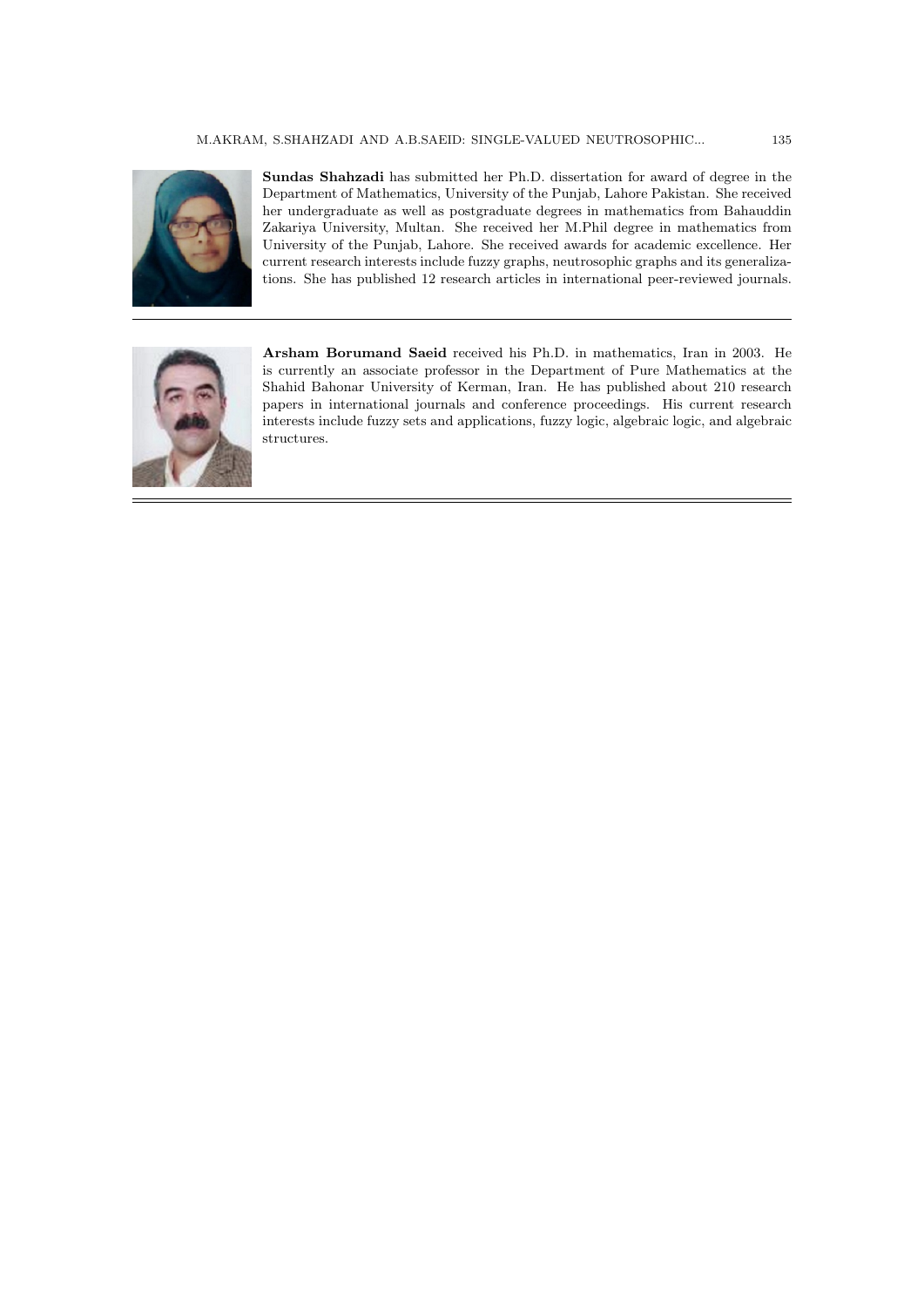**Sundas Shahzadi** has submitted her Ph.D. dissertation for award of degree in the Department of Mathematics, University of the Punjab, Lahore Pakistan. She received her undergraduate as well as postgraduate degrees in mathematics from Bahauddin Zakariya University, Multan. She received her M.Phil degree in mathematics from University of the Punjab, Lahore. She received awards for academic excellence. Her current research interests include fuzzy graphs, neutrosophic graphs and its generalizations. She has published 12 research articles in international peer-reviewed journals.

---

**Arsham Borumand Saeid** received his Ph.D. in mathematics, Iran in 2003. He is currently an associate professor in the Department of Pure Mathematics at the Shahid Bahonar University of Kerman, Iran. He has published about 210 research papers in international journals and conference proceedings. His current research interests include fuzzy sets and applications, fuzzy logic, algebraic logic, and algebraic structures.